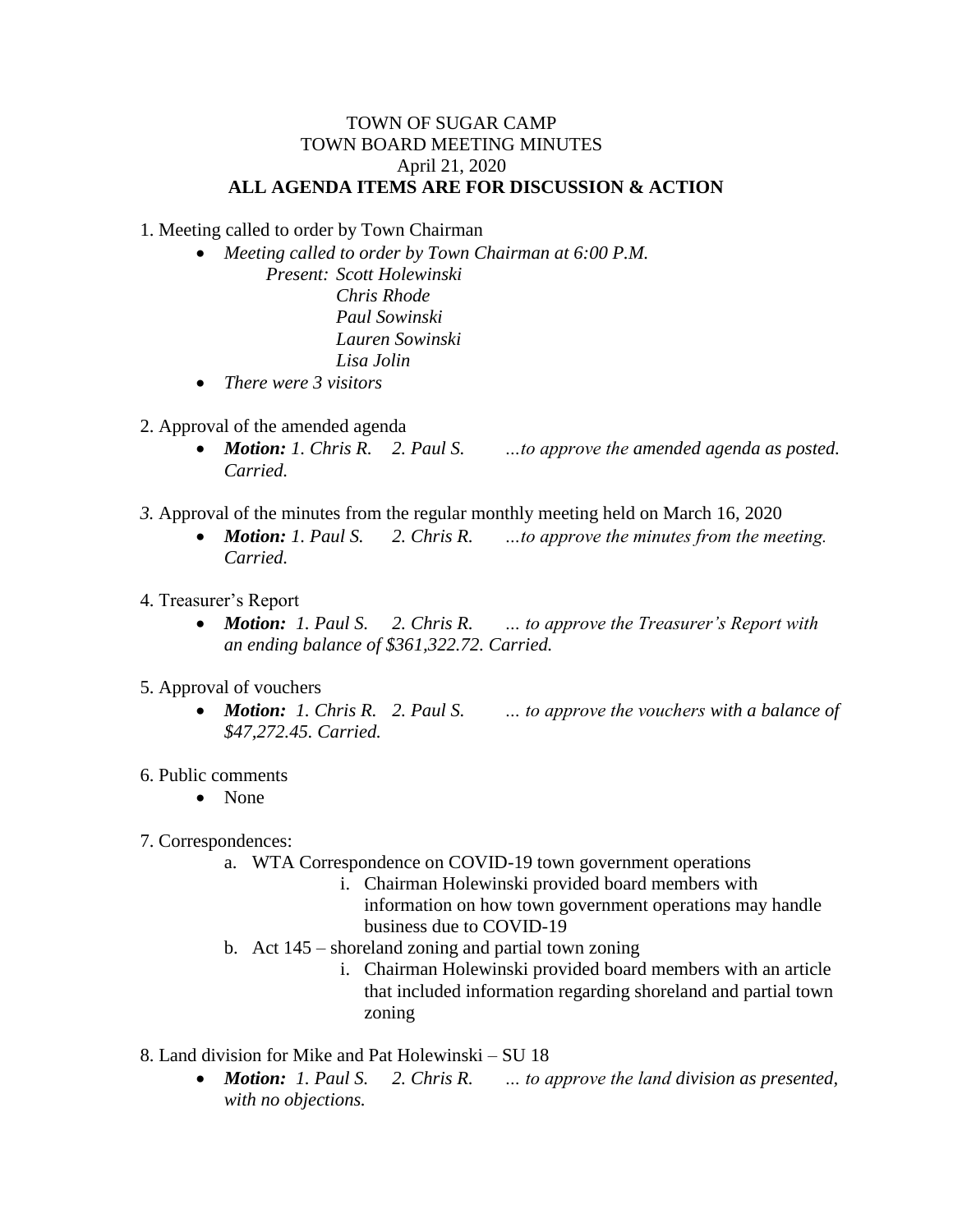TOWN OF SUGAR CAMP
TOWN BOARD MEETING MINUTES
April 21, 2020
**ALL AGENDA ITEMS ARE FOR DISCUSSION & ACTION**

1. Meeting called to order by Town Chairman
   - *Meeting called to order by Town Chairman at 6:00 P.M.*
     *Present: Scott Holewinski*
     *Chris Rhode*
     *Paul Sowinski*
     *Lauren Sowinski*
     *Lisa Jolin*
   - *There were 3 visitors*

2. Approval of the amended agenda
   - ***Motion:*** *1. Chris R. 2. Paul S. …to approve the amended agenda as posted. Carried.*

3. Approval of the minutes from the regular monthly meeting held on March 16, 2020
   - ***Motion:*** *1. Paul S. 2. Chris R. …to approve the minutes from the meeting. Carried.*

4. Treasurer's Report
   - ***Motion:*** *1. Paul S. 2. Chris R. … to approve the Treasurer's Report with an ending balance of $361,322.72. Carried.*

5. Approval of vouchers
   - ***Motion:*** *1. Chris R. 2. Paul S. … to approve the vouchers with a balance of $47,272.45. Carried.*

6. Public comments
   - None

7. Correspondences:
   a. WTA Correspondence on COVID-19 town government operations
      i. Chairman Holewinski provided board members with information on how town government operations may handle business due to COVID-19
   b. Act 145 – shoreland zoning and partial town zoning
      i. Chairman Holewinski provided board members with an article that included information regarding shoreland and partial town zoning

8. Land division for Mike and Pat Holewinski – SU 18
   - ***Motion:*** *1. Paul S. 2. Chris R. … to approve the land division as presented, with no objections.*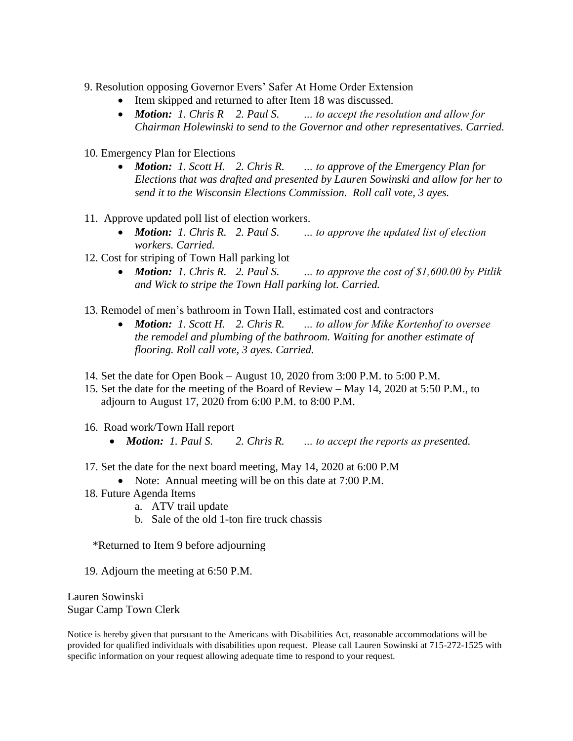9. Resolution opposing Governor Evers' Safer At Home Order Extension
   - Item skipped and returned to after Item 18 was discussed.
   - ***Motion:*** *1. Chris R 2. Paul S. ... to accept the resolution and allow for Chairman Holewinski to send to the Governor and other representatives. Carried.*

10. Emergency Plan for Elections
    - ***Motion:*** *1. Scott H. 2. Chris R. ... to approve of the Emergency Plan for Elections that was drafted and presented by Lauren Sowinski and allow for her to send it to the Wisconsin Elections Commission. Roll call vote, 3 ayes.*

11. Approve updated poll list of election workers.
    - ***Motion:*** *1. Chris R. 2. Paul S. ... to approve the updated list of election workers. Carried.*

12. Cost for striping of Town Hall parking lot
    - ***Motion:*** *1. Chris R. 2. Paul S. ... to approve the cost of $1,600.00 by Pitlik and Wick to stripe the Town Hall parking lot. Carried.*

13. Remodel of men's bathroom in Town Hall, estimated cost and contractors
    - ***Motion:*** *1. Scott H. 2. Chris R. ... to allow for Mike Kortenhof to oversee the remodel and plumbing of the bathroom. Waiting for another estimate of flooring. Roll call vote, 3 ayes. Carried.*

14. Set the date for Open Book – August 10, 2020 from 3:00 P.M. to 5:00 P.M.
15. Set the date for the meeting of the Board of Review – May 14, 2020 at 5:50 P.M., to adjourn to August 17, 2020 from 6:00 P.M. to 8:00 P.M.

16. Road work/Town Hall report
    - ***Motion:*** *1. Paul S. 2. Chris R. ... to accept the reports as presented.*

17. Set the date for the next board meeting, May 14, 2020 at 6:00 P.M
    - Note: Annual meeting will be on this date at 7:00 P.M.
18. Future Agenda Items
    a. ATV trail update
    b. Sale of the old 1-ton fire truck chassis

*Returned to Item 9 before adjourning

19. Adjourn the meeting at 6:50 P.M.

Lauren Sowinski
Sugar Camp Town Clerk

Notice is hereby given that pursuant to the Americans with Disabilities Act, reasonable accommodations will be provided for qualified individuals with disabilities upon request. Please call Lauren Sowinski at 715-272-1525 with specific information on your request allowing adequate time to respond to your request.